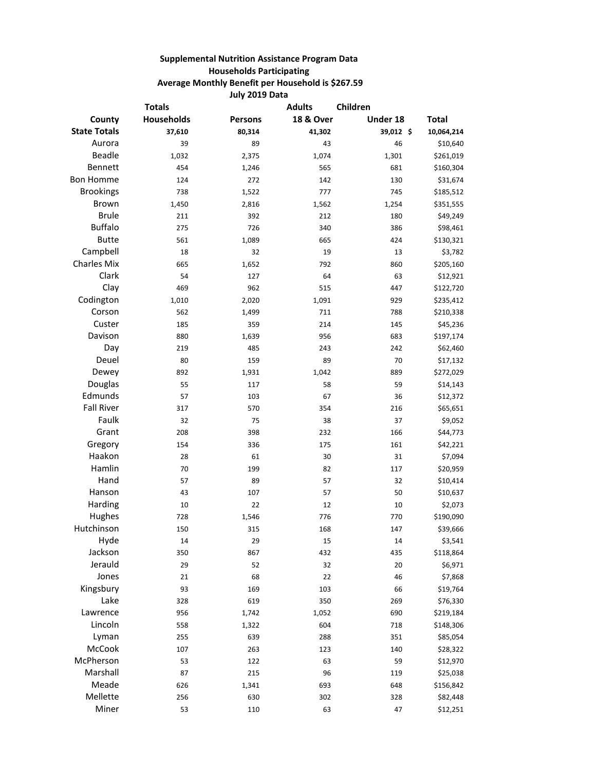**Supplemental Nutrition Assistance Program Data**

**Households Participating**

**Average Monthly Benefit per Household is $267.59**

**July 2019 Data**

| County | Totals Households | Persons | Adults 18 & Over | Children Under 18 | Total |
|---|---|---|---|---|---|
| **State Totals** | **37,610** | **80,314** | **41,302** | **39,012** | **$ 10,064,214** |
| Aurora | 39 | 89 | 43 | 46 | $10,640 |
| Beadle | 1,032 | 2,375 | 1,074 | 1,301 | $261,019 |
| Bennett | 454 | 1,246 | 565 | 681 | $160,304 |
| Bon Homme | 124 | 272 | 142 | 130 | $31,674 |
| Brookings | 738 | 1,522 | 777 | 745 | $185,512 |
| Brown | 1,450 | 2,816 | 1,562 | 1,254 | $351,555 |
| Brule | 211 | 392 | 212 | 180 | $49,249 |
| Buffalo | 275 | 726 | 340 | 386 | $98,461 |
| Butte | 561 | 1,089 | 665 | 424 | $130,321 |
| Campbell | 18 | 32 | 19 | 13 | $3,782 |
| Charles Mix | 665 | 1,652 | 792 | 860 | $205,160 |
| Clark | 54 | 127 | 64 | 63 | $12,921 |
| Clay | 469 | 962 | 515 | 447 | $122,720 |
| Codington | 1,010 | 2,020 | 1,091 | 929 | $235,412 |
| Corson | 562 | 1,499 | 711 | 788 | $210,338 |
| Custer | 185 | 359 | 214 | 145 | $45,236 |
| Davison | 880 | 1,639 | 956 | 683 | $197,174 |
| Day | 219 | 485 | 243 | 242 | $62,460 |
| Deuel | 80 | 159 | 89 | 70 | $17,132 |
| Dewey | 892 | 1,931 | 1,042 | 889 | $272,029 |
| Douglas | 55 | 117 | 58 | 59 | $14,143 |
| Edmunds | 57 | 103 | 67 | 36 | $12,372 |
| Fall River | 317 | 570 | 354 | 216 | $65,651 |
| Faulk | 32 | 75 | 38 | 37 | $9,052 |
| Grant | 208 | 398 | 232 | 166 | $44,773 |
| Gregory | 154 | 336 | 175 | 161 | $42,221 |
| Haakon | 28 | 61 | 30 | 31 | $7,094 |
| Hamlin | 70 | 199 | 82 | 117 | $20,959 |
| Hand | 57 | 89 | 57 | 32 | $10,414 |
| Hanson | 43 | 107 | 57 | 50 | $10,637 |
| Harding | 10 | 22 | 12 | 10 | $2,073 |
| Hughes | 728 | 1,546 | 776 | 770 | $190,090 |
| Hutchinson | 150 | 315 | 168 | 147 | $39,666 |
| Hyde | 14 | 29 | 15 | 14 | $3,541 |
| Jackson | 350 | 867 | 432 | 435 | $118,864 |
| Jerauld | 29 | 52 | 32 | 20 | $6,971 |
| Jones | 21 | 68 | 22 | 46 | $7,868 |
| Kingsbury | 93 | 169 | 103 | 66 | $19,764 |
| Lake | 328 | 619 | 350 | 269 | $76,330 |
| Lawrence | 956 | 1,742 | 1,052 | 690 | $219,184 |
| Lincoln | 558 | 1,322 | 604 | 718 | $148,306 |
| Lyman | 255 | 639 | 288 | 351 | $85,054 |
| McCook | 107 | 263 | 123 | 140 | $28,322 |
| McPherson | 53 | 122 | 63 | 59 | $12,970 |
| Marshall | 87 | 215 | 96 | 119 | $25,038 |
| Meade | 626 | 1,341 | 693 | 648 | $156,842 |
| Mellette | 256 | 630 | 302 | 328 | $82,448 |
| Miner | 53 | 110 | 63 | 47 | $12,251 |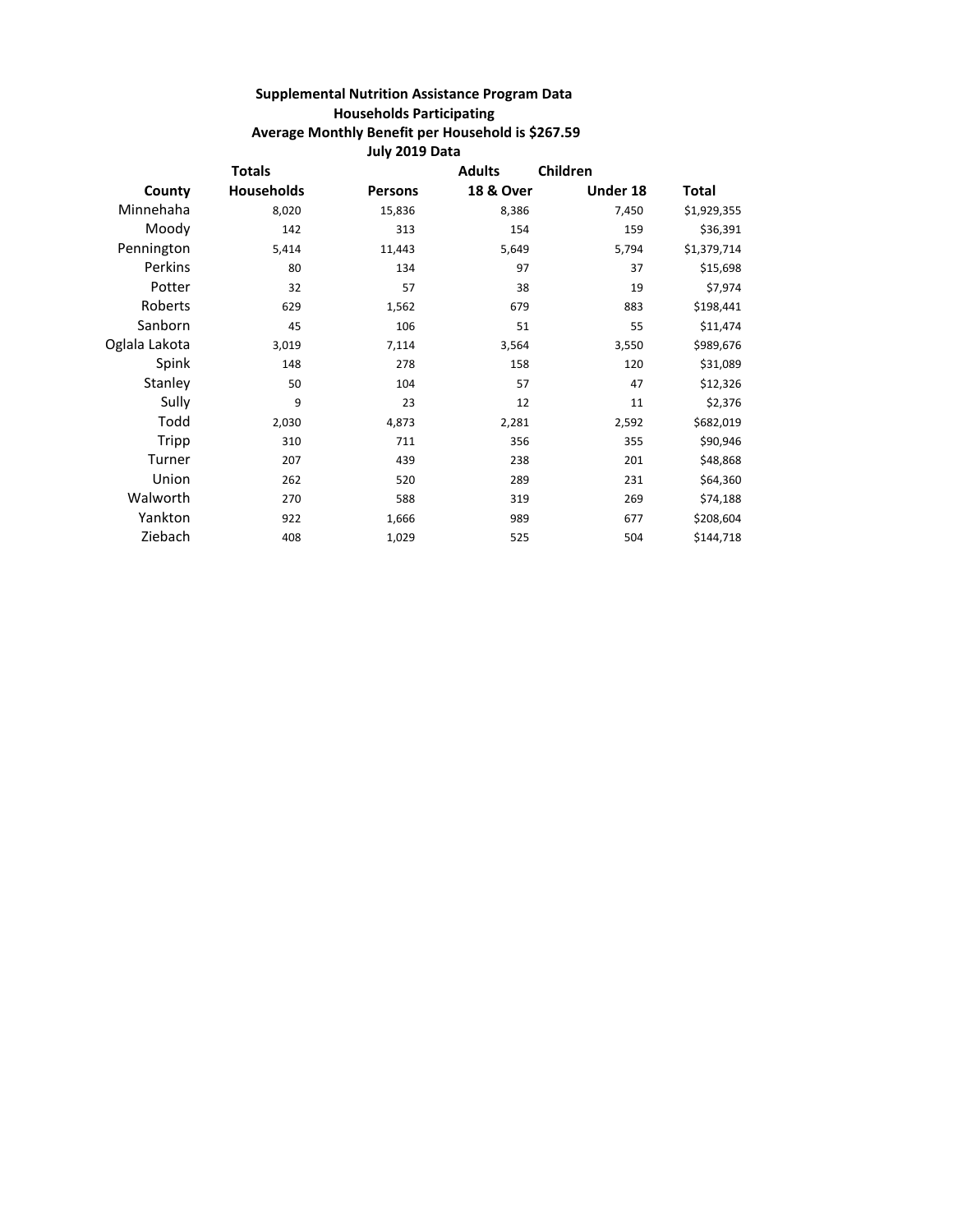**Supplemental Nutrition Assistance Program Data**
**Households Participating**
**Average Monthly Benefit per Household is $267.59**
**July 2019 Data**

| | Totals | | Adults | Children | |
|---|---|---|---|---|---|
| **County** | **Households** | **Persons** | **18 & Over** | **Under 18** | **Total** |
| Minnehaha | 8,020 | 15,836 | 8,386 | 7,450 | $1,929,355 |
| Moody | 142 | 313 | 154 | 159 | $36,391 |
| Pennington | 5,414 | 11,443 | 5,649 | 5,794 | $1,379,714 |
| Perkins | 80 | 134 | 97 | 37 | $15,698 |
| Potter | 32 | 57 | 38 | 19 | $7,974 |
| Roberts | 629 | 1,562 | 679 | 883 | $198,441 |
| Sanborn | 45 | 106 | 51 | 55 | $11,474 |
| Oglala Lakota | 3,019 | 7,114 | 3,564 | 3,550 | $989,676 |
| Spink | 148 | 278 | 158 | 120 | $31,089 |
| Stanley | 50 | 104 | 57 | 47 | $12,326 |
| Sully | 9 | 23 | 12 | 11 | $2,376 |
| Todd | 2,030 | 4,873 | 2,281 | 2,592 | $682,019 |
| Tripp | 310 | 711 | 356 | 355 | $90,946 |
| Turner | 207 | 439 | 238 | 201 | $48,868 |
| Union | 262 | 520 | 289 | 231 | $64,360 |
| Walworth | 270 | 588 | 319 | 269 | $74,188 |
| Yankton | 922 | 1,666 | 989 | 677 | $208,604 |
| Ziebach | 408 | 1,029 | 525 | 504 | $144,718 |